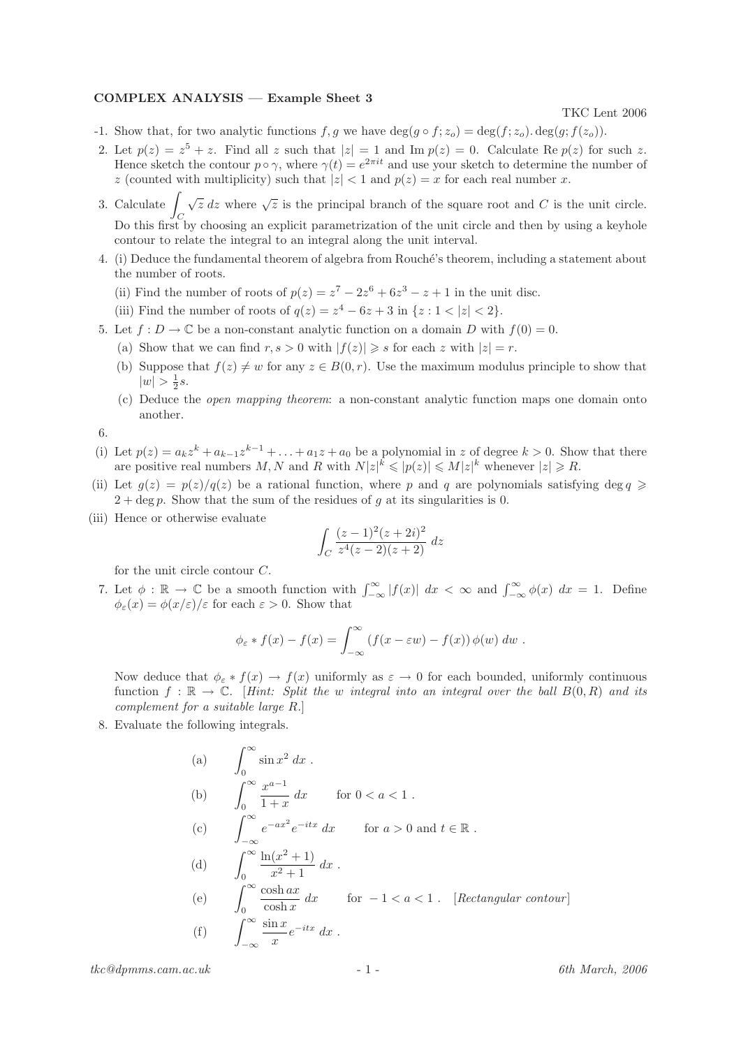**COMPLEX ANALYSIS — Example Sheet 3**

TKC Lent 2006

-1. Show that, for two analytic functions $f, g$ we have $\deg(g \circ f; z_o) = \deg(f; z_o).\deg(g; f(z_o))$.

2. Let $p(z) = z^5 + z$. Find all $z$ such that $|z| = 1$ and $\operatorname{Im} p(z) = 0$. Calculate $\operatorname{Re} p(z)$ for such $z$. Hence sketch the contour $p \circ \gamma$, where $\gamma(t) = e^{2\pi i t}$ and use your sketch to determine the number of $z$ (counted with multiplicity) such that $|z| < 1$ and $p(z) = x$ for each real number $x$.

3. Calculate $\int_C \sqrt{z}\, dz$ where $\sqrt{z}$ is the principal branch of the square root and $C$ is the unit circle. Do this first by choosing an explicit parametrization of the unit circle and then by using a keyhole contour to relate the integral to an integral along the unit interval.

4. (i) Deduce the fundamental theorem of algebra from Rouché's theorem, including a statement about the number of roots.

   (ii) Find the number of roots of $p(z) = z^7 - 2z^6 + 6z^3 - z + 1$ in the unit disc.

   (iii) Find the number of roots of $q(z) = z^4 - 6z + 3$ in $\{z : 1 < |z| < 2\}$.

5. Let $f : D \to \mathbb{C}$ be a non-constant analytic function on a domain $D$ with $f(0) = 0$.

   (a) Show that we can find $r, s > 0$ with $|f(z)| \geqslant s$ for each $z$ with $|z| = r$.

   (b) Suppose that $f(z) \neq w$ for any $z \in B(0, r)$. Use the maximum modulus principle to show that $|w| > \frac{1}{2}s$.

   (c) Deduce the *open mapping theorem*: a non-constant analytic function maps one domain onto another.

6.

(i) Let $p(z) = a_k z^k + a_{k-1}z^{k-1} + \ldots + a_1 z + a_0$ be a polynomial in $z$ of degree $k > 0$. Show that there are positive real numbers $M, N$ and $R$ with $N|z|^k \leqslant |p(z)| \leqslant M|z|^k$ whenever $|z| \geqslant R$.

(ii) Let $g(z) = p(z)/q(z)$ be a rational function, where $p$ and $q$ are polynomials satisfying $\deg q \geqslant 2 + \deg p$. Show that the sum of the residues of $g$ at its singularities is 0.

(iii) Hence or otherwise evaluate

$$\int_C \frac{(z-1)^2(z+2i)^2}{z^4(z-2)(z+2)}\, dz$$

for the unit circle contour $C$.

7. Let $\phi : \mathbb{R} \to \mathbb{C}$ be a smooth function with $\int_{-\infty}^{\infty} |f(x)|\, dx < \infty$ and $\int_{-\infty}^{\infty} \phi(x)\, dx = 1$. Define $\phi_\varepsilon(x) = \phi(x/\varepsilon)/\varepsilon$ for each $\varepsilon > 0$. Show that

$$\phi_\varepsilon * f(x) - f(x) = \int_{-\infty}^{\infty} (f(x - \varepsilon w) - f(x))\, \phi(w)\, dw\ .$$

Now deduce that $\phi_\varepsilon * f(x) \to f(x)$ uniformly as $\varepsilon \to 0$ for each bounded, uniformly continuous function $f : \mathbb{R} \to \mathbb{C}$. [*Hint: Split the $w$ integral into an integral over the ball $B(0, R)$ and its complement for a suitable large $R$.*]

8. Evaluate the following integrals.

   (a) $\displaystyle\int_0^\infty \sin x^2\, dx\ .$

   (b) $\displaystyle\int_0^\infty \frac{x^{a-1}}{1+x}\, dx$ for $0 < a < 1$ .

   (c) $\displaystyle\int_{-\infty}^\infty e^{-ax^2} e^{-itx}\, dx$ for $a > 0$ and $t \in \mathbb{R}$ .

   (d) $\displaystyle\int_0^\infty \frac{\ln(x^2+1)}{x^2+1}\, dx\ .$

   (e) $\displaystyle\int_0^\infty \frac{\cosh ax}{\cosh x}\, dx$ for $-1 < a < 1$ . [*Rectangular contour*]

   (f) $\displaystyle\int_{-\infty}^\infty \frac{\sin x}{x} e^{-itx}\, dx\ .$

tkc@dpmms.cam.ac.uk — 6th March, 2006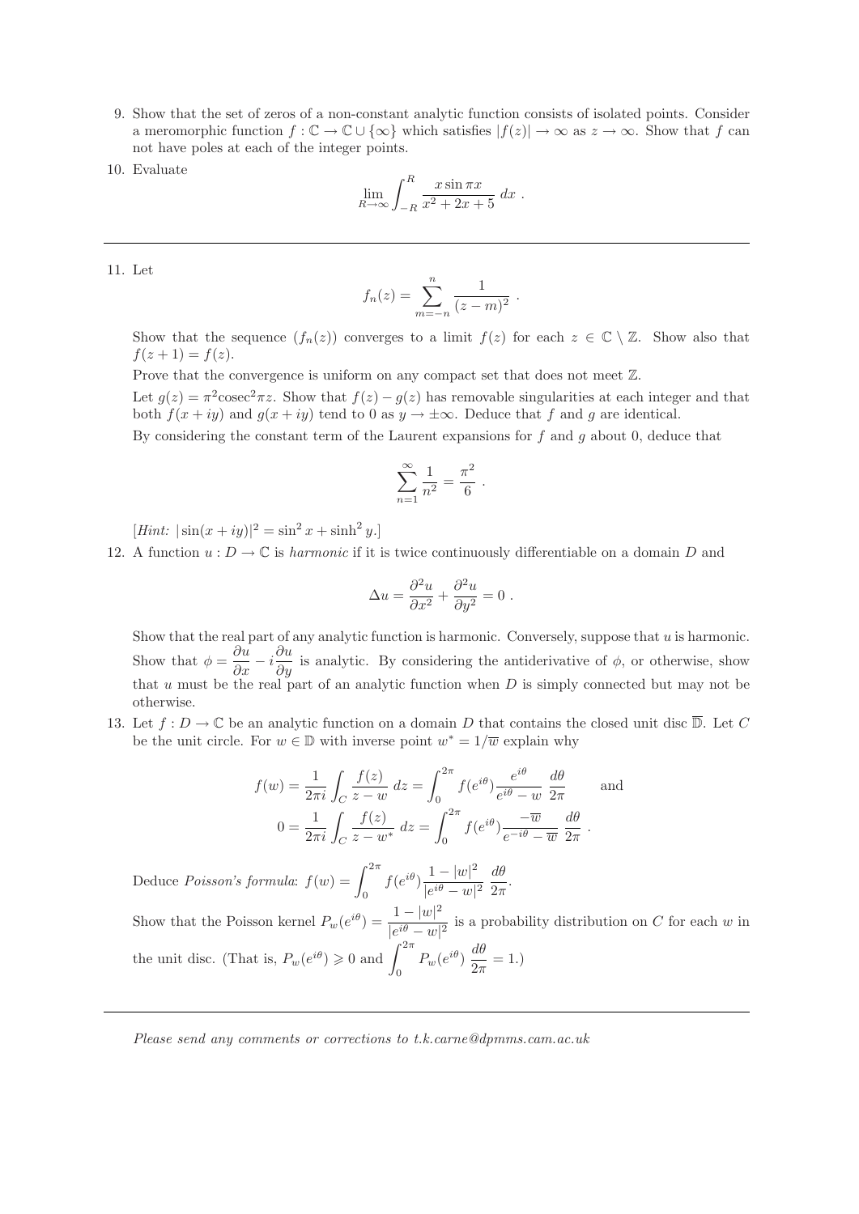9. Show that the set of zeros of a non-constant analytic function consists of isolated points. Consider a meromorphic function $f : \mathbb{C} \to \mathbb{C} \cup \{\infty\}$ which satisfies $|f(z)| \to \infty$ as $z \to \infty$. Show that $f$ can not have poles at each of the integer points.

10. Evaluate

$$\lim_{R\to\infty} \int_{-R}^{R} \frac{x \sin \pi x}{x^2 + 2x + 5} \, dx \; .$$

---

11. Let

$$f_n(z) = \sum_{m=-n}^{n} \frac{1}{(z-m)^2} \; .$$

Show that the sequence $(f_n(z))$ converges to a limit $f(z)$ for each $z \in \mathbb{C} \setminus \mathbb{Z}$. Show also that $f(z+1) = f(z)$.

Prove that the convergence is uniform on any compact set that does not meet $\mathbb{Z}$.

Let $g(z) = \pi^2 \text{cosec}^2 \pi z$. Show that $f(z) - g(z)$ has removable singularities at each integer and that both $f(x+iy)$ and $g(x+iy)$ tend to 0 as $y \to \pm\infty$. Deduce that $f$ and $g$ are identical.

By considering the constant term of the Laurent expansions for $f$ and $g$ about 0, deduce that

$$\sum_{n=1}^{\infty} \frac{1}{n^2} = \frac{\pi^2}{6} \; .$$

[*Hint:* $|\sin(x+iy)|^2 = \sin^2 x + \sinh^2 y$.]

12. A function $u : D \to \mathbb{C}$ is *harmonic* if it is twice continuously differentiable on a domain $D$ and

$$\Delta u = \frac{\partial^2 u}{\partial x^2} + \frac{\partial^2 u}{\partial y^2} = 0 \; .$$

Show that the real part of any analytic function is harmonic. Conversely, suppose that $u$ is harmonic. Show that $\phi = \dfrac{\partial u}{\partial x} - i\dfrac{\partial u}{\partial y}$ is analytic. By considering the antiderivative of $\phi$, or otherwise, show that $u$ must be the real part of an analytic function when $D$ is simply connected but may not be otherwise.

13. Let $f : D \to \mathbb{C}$ be an analytic function on a domain $D$ that contains the closed unit disc $\overline{\mathbb{D}}$. Let $C$ be the unit circle. For $w \in \mathbb{D}$ with inverse point $w^* = 1/\overline{w}$ explain why

$$f(w) = \frac{1}{2\pi i} \int_C \frac{f(z)}{z-w} \, dz = \int_0^{2\pi} f(e^{i\theta}) \frac{e^{i\theta}}{e^{i\theta} - w} \, \frac{d\theta}{2\pi} \qquad \text{and}$$

$$0 = \frac{1}{2\pi i} \int_C \frac{f(z)}{z-w^*} \, dz = \int_0^{2\pi} f(e^{i\theta}) \frac{-\overline{w}}{e^{-i\theta} - \overline{w}} \, \frac{d\theta}{2\pi} \; .$$

Deduce *Poisson's formula*: $f(w) = \displaystyle\int_0^{2\pi} f(e^{i\theta}) \frac{1-|w|^2}{|e^{i\theta} - w|^2} \, \frac{d\theta}{2\pi}$.

Show that the Poisson kernel $P_w(e^{i\theta}) = \dfrac{1-|w|^2}{|e^{i\theta} - w|^2}$ is a probability distribution on $C$ for each $w$ in the unit disc. (That is, $P_w(e^{i\theta}) \geqslant 0$ and $\displaystyle\int_0^{2\pi} P_w(e^{i\theta}) \, \frac{d\theta}{2\pi} = 1$.)

---

*Please send any comments or corrections to t.k.carne@dpmms.cam.ac.uk*